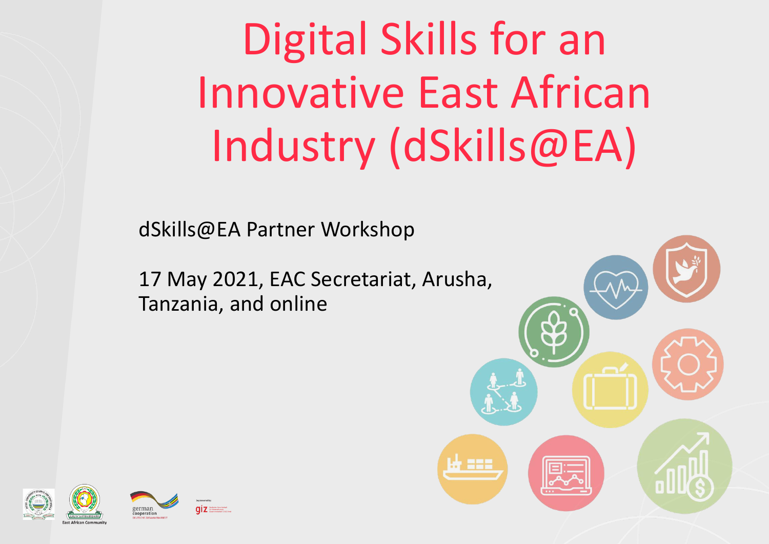# Digital Skills for an Innovative East African Industry (dSkills@EA)

dSkills@EA Partner Workshop

17 May 2021, EAC Secretariat, Arusha, Tanzania, and online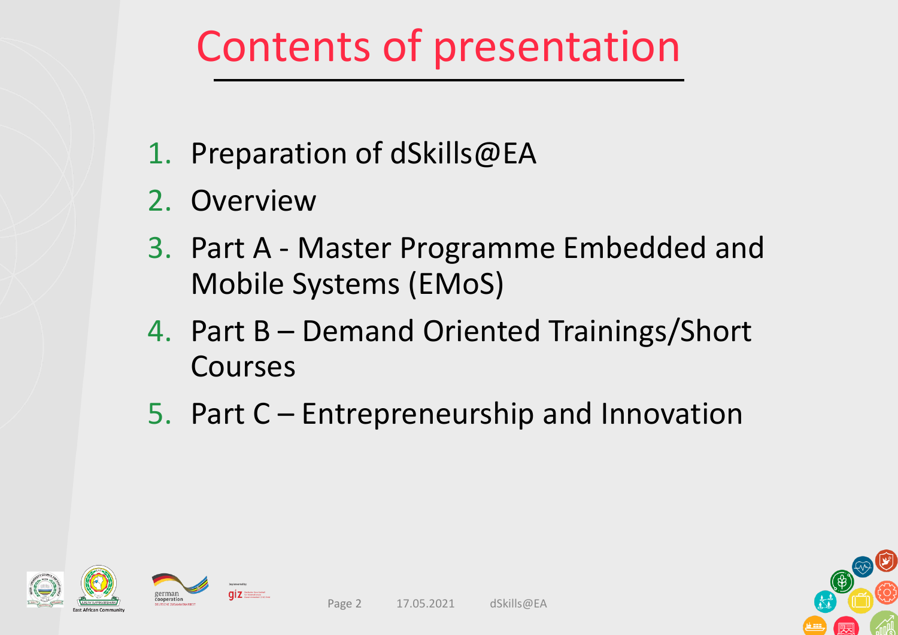# Contents of presentation

1. Preparation of dSkills@EA
2. Overview
3. Part A - Master Programme Embedded and Mobile Systems (EMoS)
4. Part B – Demand Oriented Trainings/Short Courses
5. Part C – Entrepreneurship and Innovation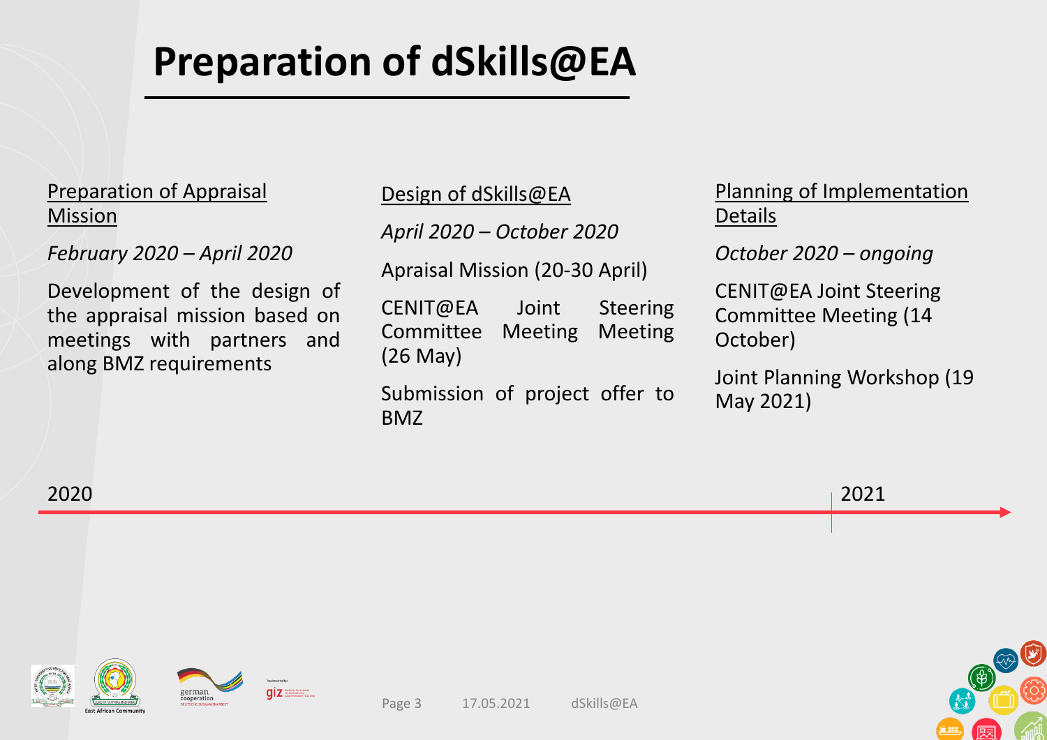# Preparation of dSkills@EA

<u>Preparation of Appraisal Mission</u>

*February 2020 – April 2020*

Development of the design of the appraisal mission based on meetings with partners and along BMZ requirements

<u>Design of dSkills@EA</u>

*April 2020 – October 2020*

Apraisal Mission (20-30 April)

CENIT@EA Joint Steering Committee Meeting Meeting (26 May)

Submission of project offer to BMZ

<u>Planning of Implementation Details</u>

*October 2020 – ongoing*

CENIT@EA Joint Steering Committee Meeting (14 October)

Joint Planning Workshop (19 May 2021)

2020

2021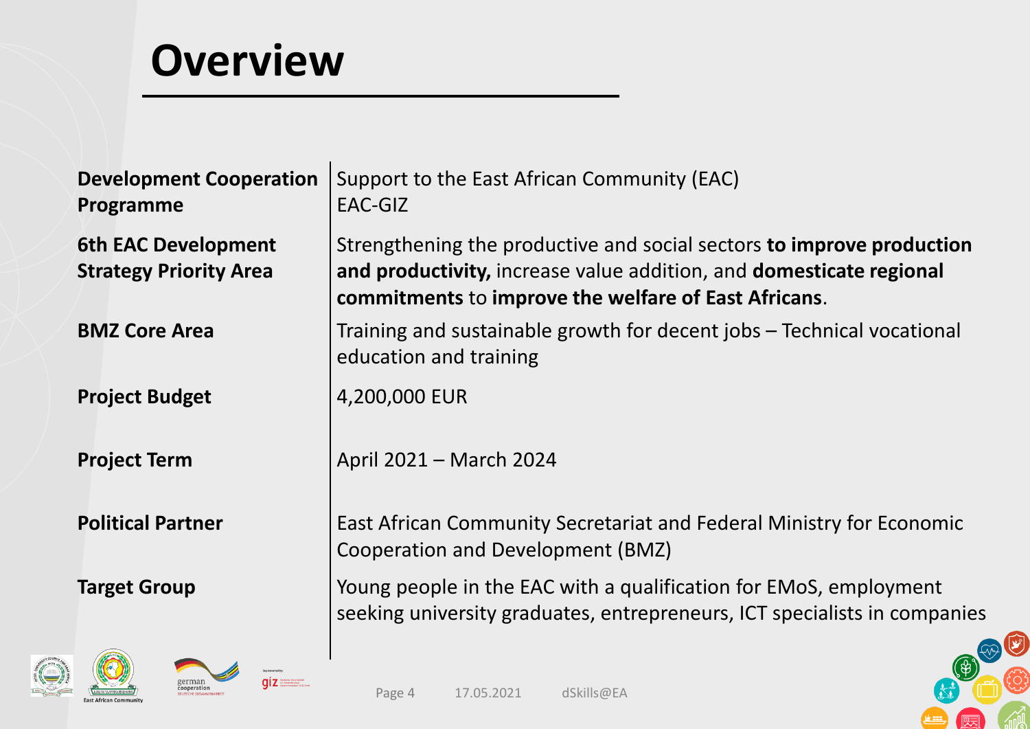# Overview

| | |
|---|---|
| **Development Cooperation Programme** | Support to the East African Community (EAC) EAC-GIZ |
| **6th EAC Development Strategy Priority Area** | Strengthening the productive and social sectors **to improve production and productivity,** increase value addition, and **domesticate regional commitments** to **improve the welfare of East Africans**. |
| **BMZ Core Area** | Training and sustainable growth for decent jobs – Technical vocational education and training |
| **Project Budget** | 4,200,000 EUR |
| **Project Term** | April 2021 – March 2024 |
| **Political Partner** | East African Community Secretariat and Federal Ministry for Economic Cooperation and Development (BMZ) |
| **Target Group** | Young people in the EAC with a qualification for EMoS, employment seeking university graduates, entrepreneurs, ICT specialists in companies |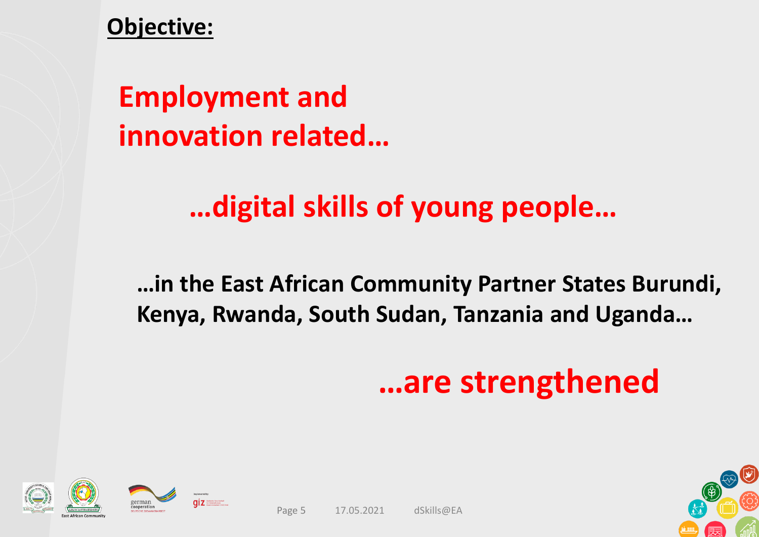**Objective:**

**Employment and innovation related…**

**…digital skills of young people…**

**…in the East African Community Partner States Burundi, Kenya, Rwanda, South Sudan, Tanzania and Uganda…**

**…are strengthened**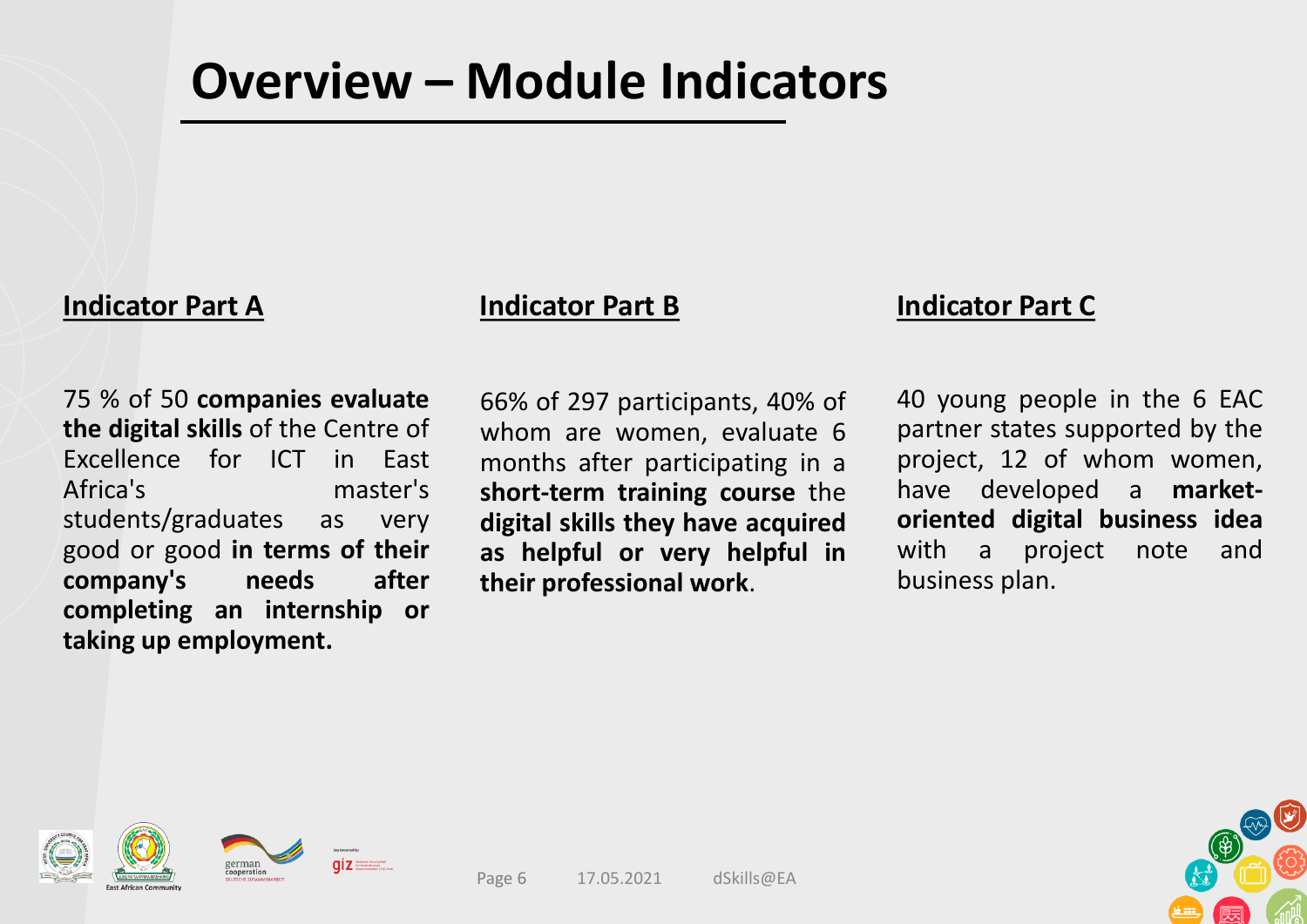# Overview – Module Indicators

## Indicator Part A

75 % of 50 **companies evaluate the digital skills** of the Centre of Excellence for ICT in East Africa's master's students/graduates as very good or good **in terms of their company's needs after completing an internship or taking up employment.**

## Indicator Part B

66% of 297 participants, 40% of whom are women, evaluate 6 months after participating in a **short-term training course** the **digital skills they have acquired as helpful or very helpful in their professional work**.

## Indicator Part C

40 young people in the 6 EAC partner states supported by the project, 12 of whom women, have developed a **market-oriented digital business idea** with a project note and business plan.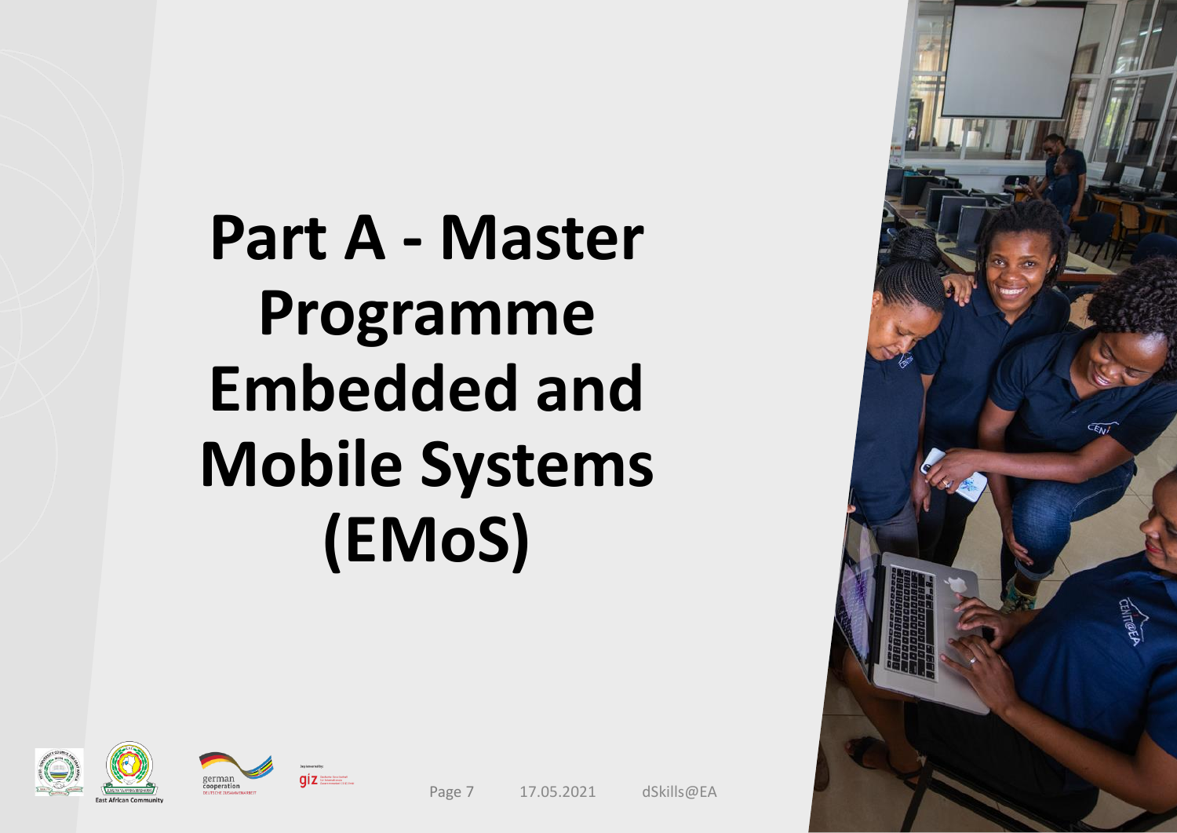# Part A - Master Programme Embedded and Mobile Systems (EMoS)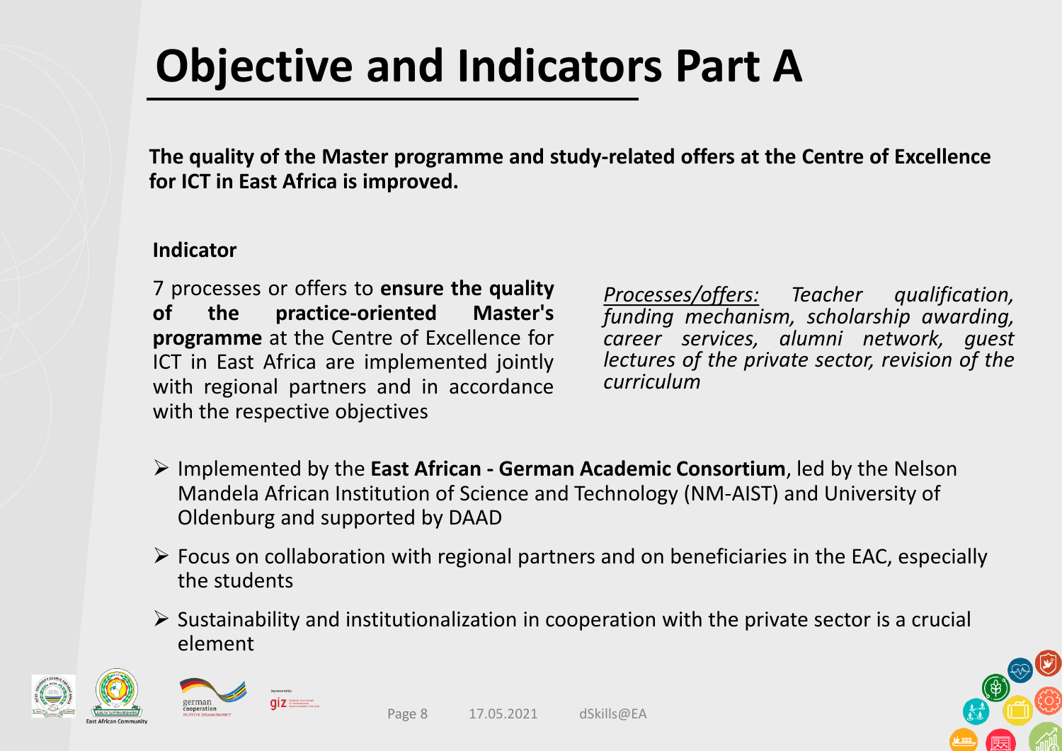# Objective and Indicators Part A

**The quality of the Master programme and study-related offers at the Centre of Excellence for ICT in East Africa is improved.**

**Indicator**

7 processes or offers to **ensure the quality of the practice-oriented Master's programme** at the Centre of Excellence for ICT in East Africa are implemented jointly with regional partners and in accordance with the respective objectives

*Processes/offers: Teacher qualification, funding mechanism, scholarship awarding, career services, alumni network, guest lectures of the private sector, revision of the curriculum*

- Implemented by the **East African - German Academic Consortium**, led by the Nelson Mandela African Institution of Science and Technology (NM-AIST) and University of Oldenburg and supported by DAAD
- Focus on collaboration with regional partners and on beneficiaries in the EAC, especially the students
- Sustainability and institutionalization in cooperation with the private sector is a crucial element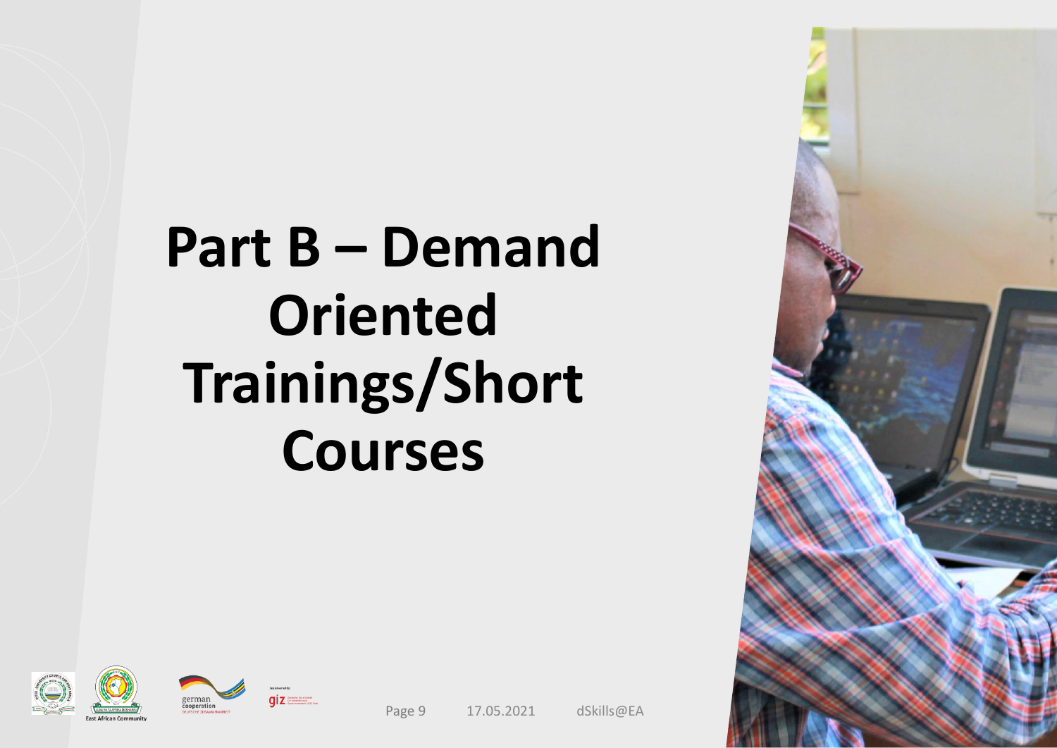# Part B – Demand Oriented Trainings/Short Courses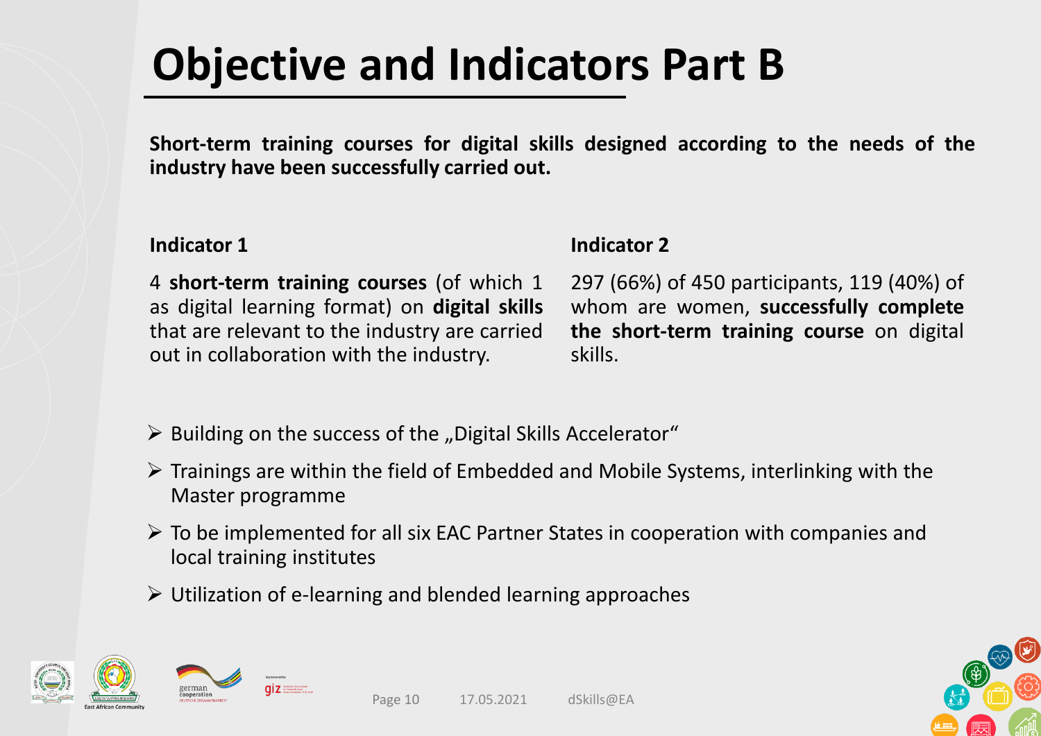# Objective and Indicators Part B

**Short-term training courses for digital skills designed according to the needs of the industry have been successfully carried out.**

**Indicator 1**

4 **short-term training courses** (of which 1 as digital learning format) on **digital skills** that are relevant to the industry are carried out in collaboration with the industry.

**Indicator 2**

297 (66%) of 450 participants, 119 (40%) of whom are women, **successfully complete the short-term training course** on digital skills.

- Building on the success of the „Digital Skills Accelerator"
- Trainings are within the field of Embedded and Mobile Systems, interlinking with the Master programme
- To be implemented for all six EAC Partner States in cooperation with companies and local training institutes
- Utilization of e-learning and blended learning approaches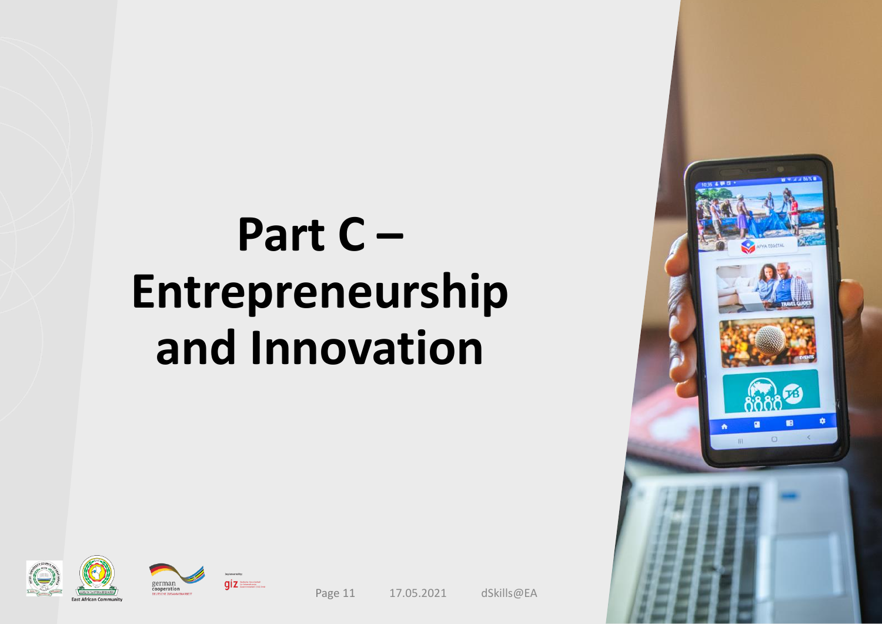# Part C – Entrepreneurship and Innovation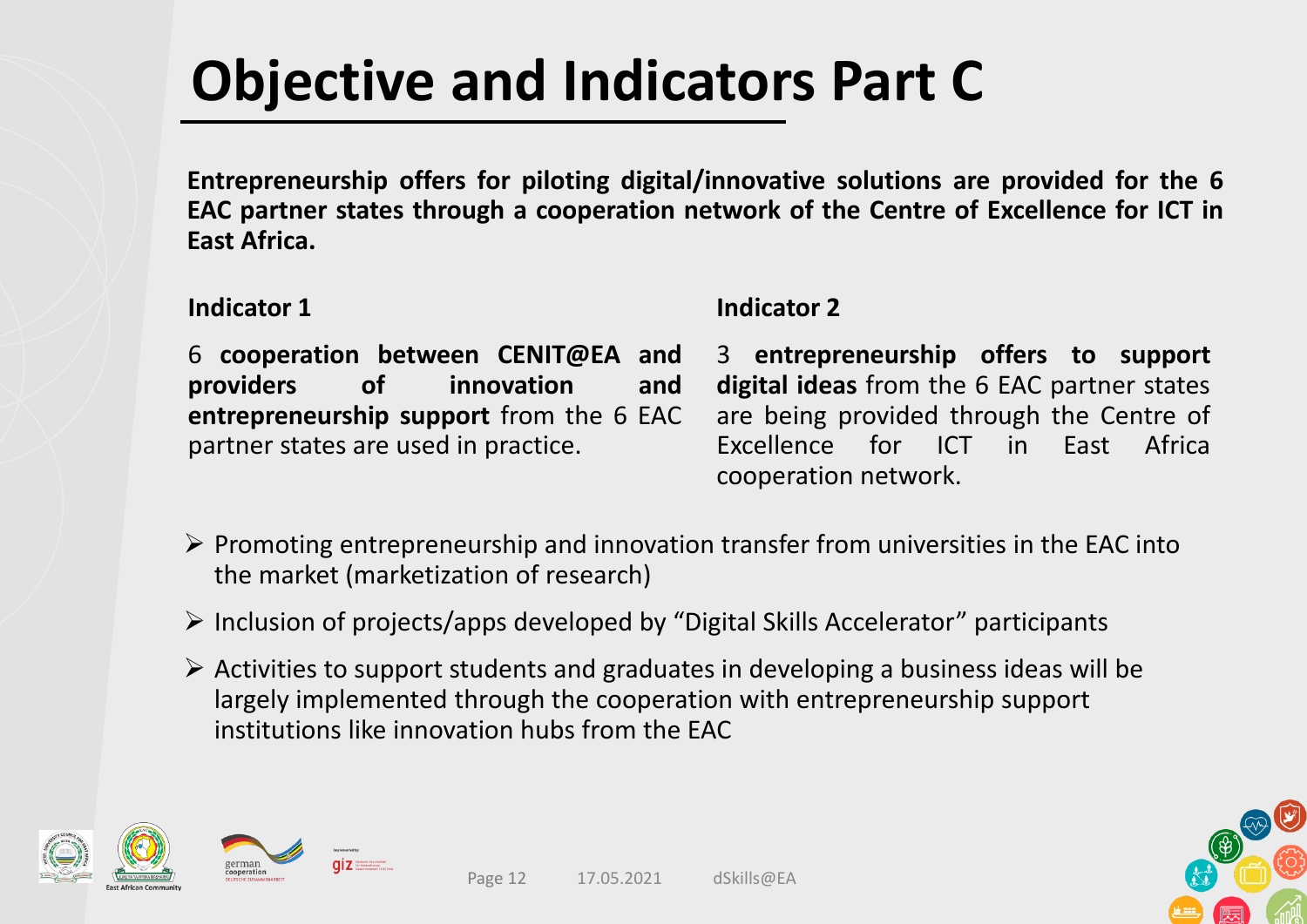# Objective and Indicators Part C

**Entrepreneurship offers for piloting digital/innovative solutions are provided for the 6 EAC partner states through a cooperation network of the Centre of Excellence for ICT in East Africa.**

**Indicator 1**

6 **cooperation between CENIT@EA and providers of innovation and entrepreneurship support** from the 6 EAC partner states are used in practice.

**Indicator 2**

3 **entrepreneurship offers to support digital ideas** from the 6 EAC partner states are being provided through the Centre of Excellence for ICT in East Africa cooperation network.

- Promoting entrepreneurship and innovation transfer from universities in the EAC into the market (marketization of research)
- Inclusion of projects/apps developed by "Digital Skills Accelerator" participants
- Activities to support students and graduates in developing a business ideas will be largely implemented through the cooperation with entrepreneurship support institutions like innovation hubs from the EAC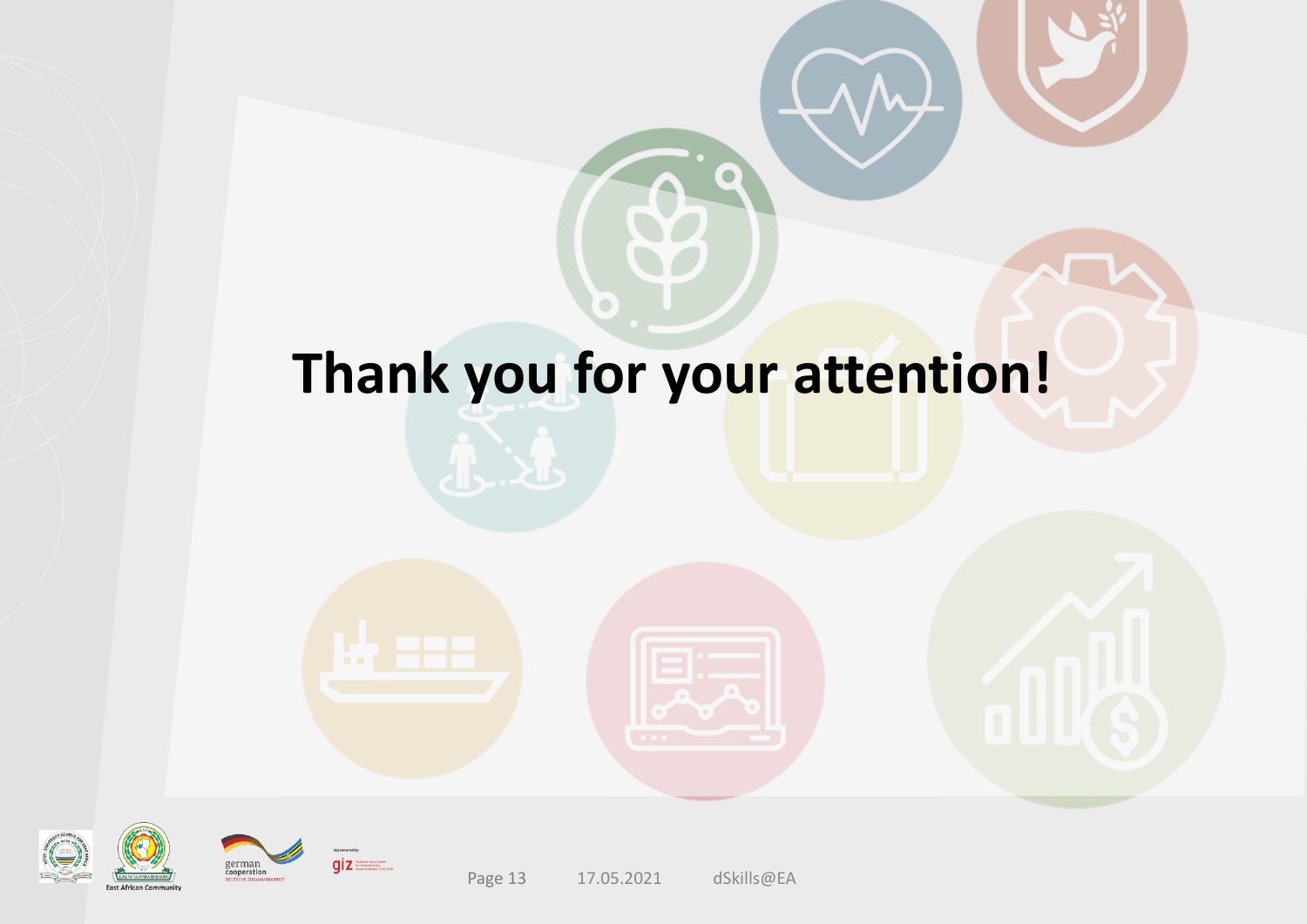# Thank you for your attention!